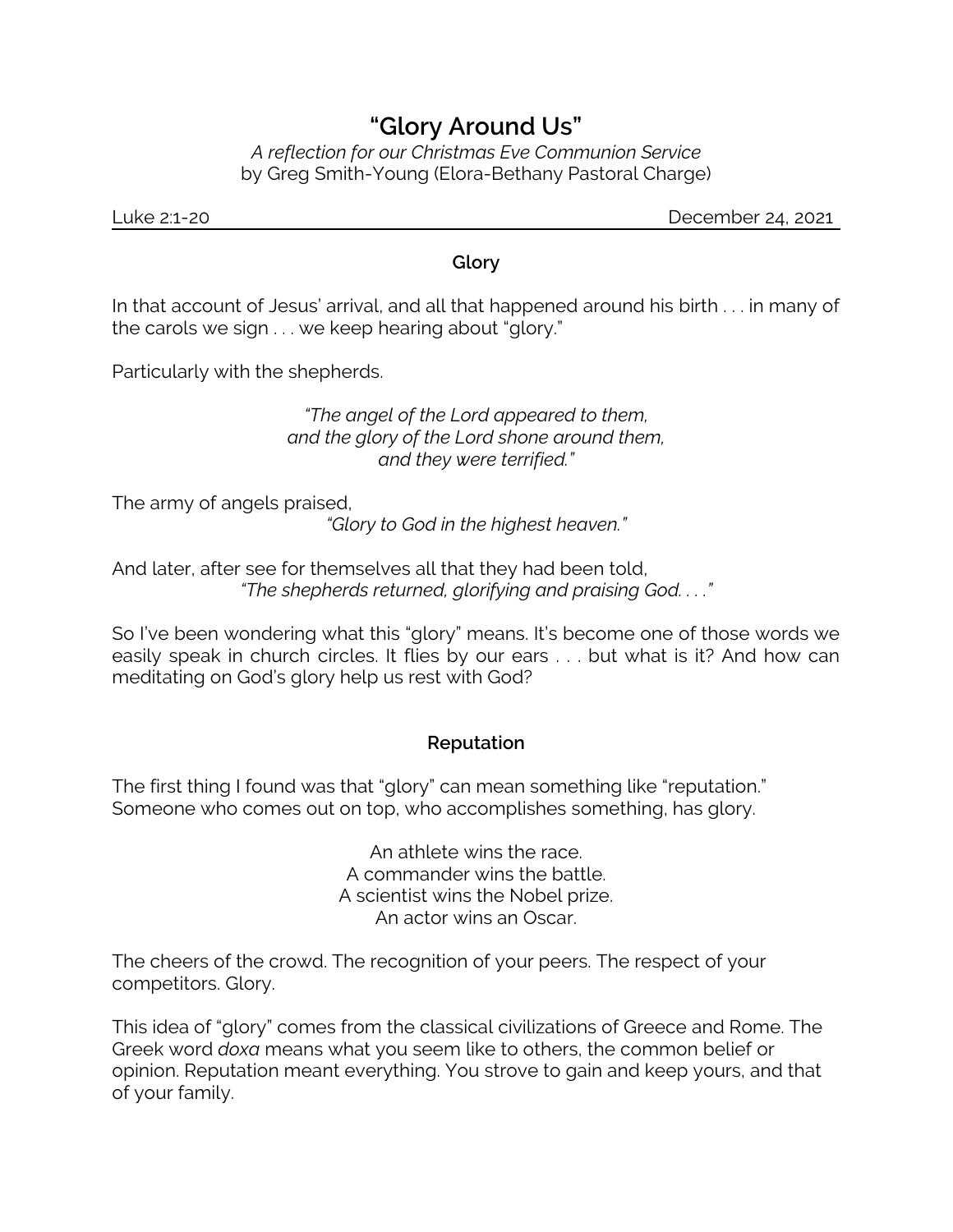# "Glory Around Us"

*A reflection for our Christmas Eve Communion Service*
by Greg Smith-Young (Elora-Bethany Pastoral Charge)

Luke 2:1-20 December 24, 2021

## Glory

In that account of Jesus' arrival, and all that happened around his birth . . . in many of the carols we sign . . . we keep hearing about "glory."

Particularly with the shepherds.

> *"The angel of the Lord appeared to them,*
> *and the glory of the Lord shone around them,*
> *and they were terrified."*

The army of angels praised,

> *"Glory to God in the highest heaven."*

And later, after see for themselves all that they had been told,

> *"The shepherds returned, glorifying and praising God. . . ."*

So I've been wondering what this "glory" means. It's become one of those words we easily speak in church circles. It flies by our ears . . . but what is it? And how can meditating on God's glory help us rest with God?

## Reputation

The first thing I found was that "glory" can mean something like "reputation." Someone who comes out on top, who accomplishes something, has glory.

> An athlete wins the race.
> A commander wins the battle.
> A scientist wins the Nobel prize.
> An actor wins an Oscar.

The cheers of the crowd. The recognition of your peers. The respect of your competitors. Glory.

This idea of "glory" comes from the classical civilizations of Greece and Rome. The Greek word *doxa* means what you seem like to others, the common belief or opinion. Reputation meant everything. You strove to gain and keep yours, and that of your family.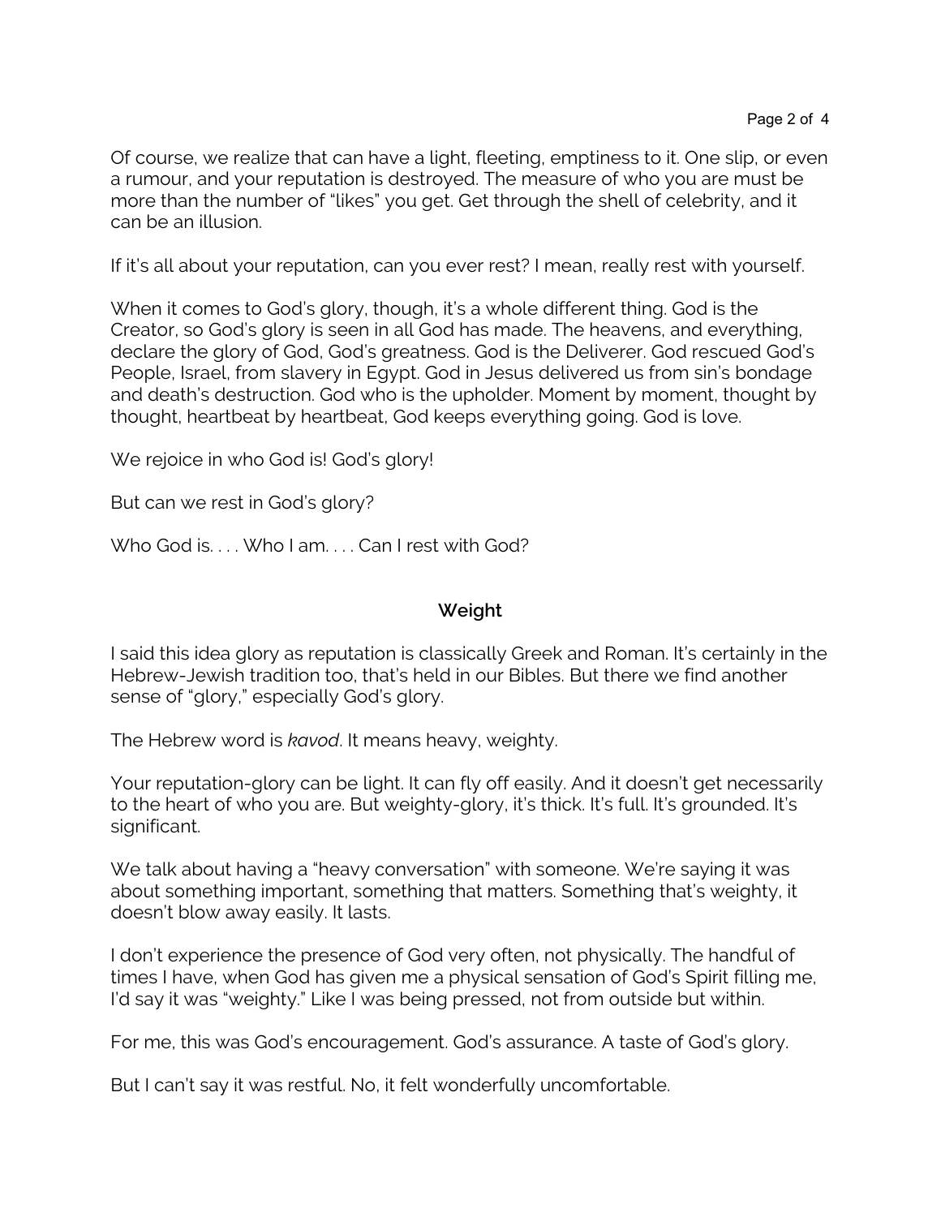Of course, we realize that can have a light, fleeting, emptiness to it. One slip, or even a rumour, and your reputation is destroyed. The measure of who you are must be more than the number of "likes" you get. Get through the shell of celebrity, and it can be an illusion.

If it's all about your reputation, can you ever rest? I mean, really rest with yourself.

When it comes to God's glory, though, it's a whole different thing. God is the Creator, so God's glory is seen in all God has made. The heavens, and everything, declare the glory of God, God's greatness. God is the Deliverer. God rescued God's People, Israel, from slavery in Egypt. God in Jesus delivered us from sin's bondage and death's destruction. God who is the upholder. Moment by moment, thought by thought, heartbeat by heartbeat, God keeps everything going. God is love.

We rejoice in who God is! God's glory!

But can we rest in God's glory?

Who God is. . . . Who I am. . . . Can I rest with God?

## Weight

I said this idea glory as reputation is classically Greek and Roman. It's certainly in the Hebrew-Jewish tradition too, that's held in our Bibles. But there we find another sense of "glory," especially God's glory.

The Hebrew word is *kavod*. It means heavy, weighty.

Your reputation-glory can be light. It can fly off easily. And it doesn't get necessarily to the heart of who you are. But weighty-glory, it's thick. It's full. It's grounded. It's significant.

We talk about having a "heavy conversation" with someone. We're saying it was about something important, something that matters. Something that's weighty, it doesn't blow away easily. It lasts.

I don't experience the presence of God very often, not physically. The handful of times I have, when God has given me a physical sensation of God's Spirit filling me, I'd say it was "weighty." Like I was being pressed, not from outside but within.

For me, this was God's encouragement. God's assurance. A taste of God's glory.

But I can't say it was restful. No, it felt wonderfully uncomfortable.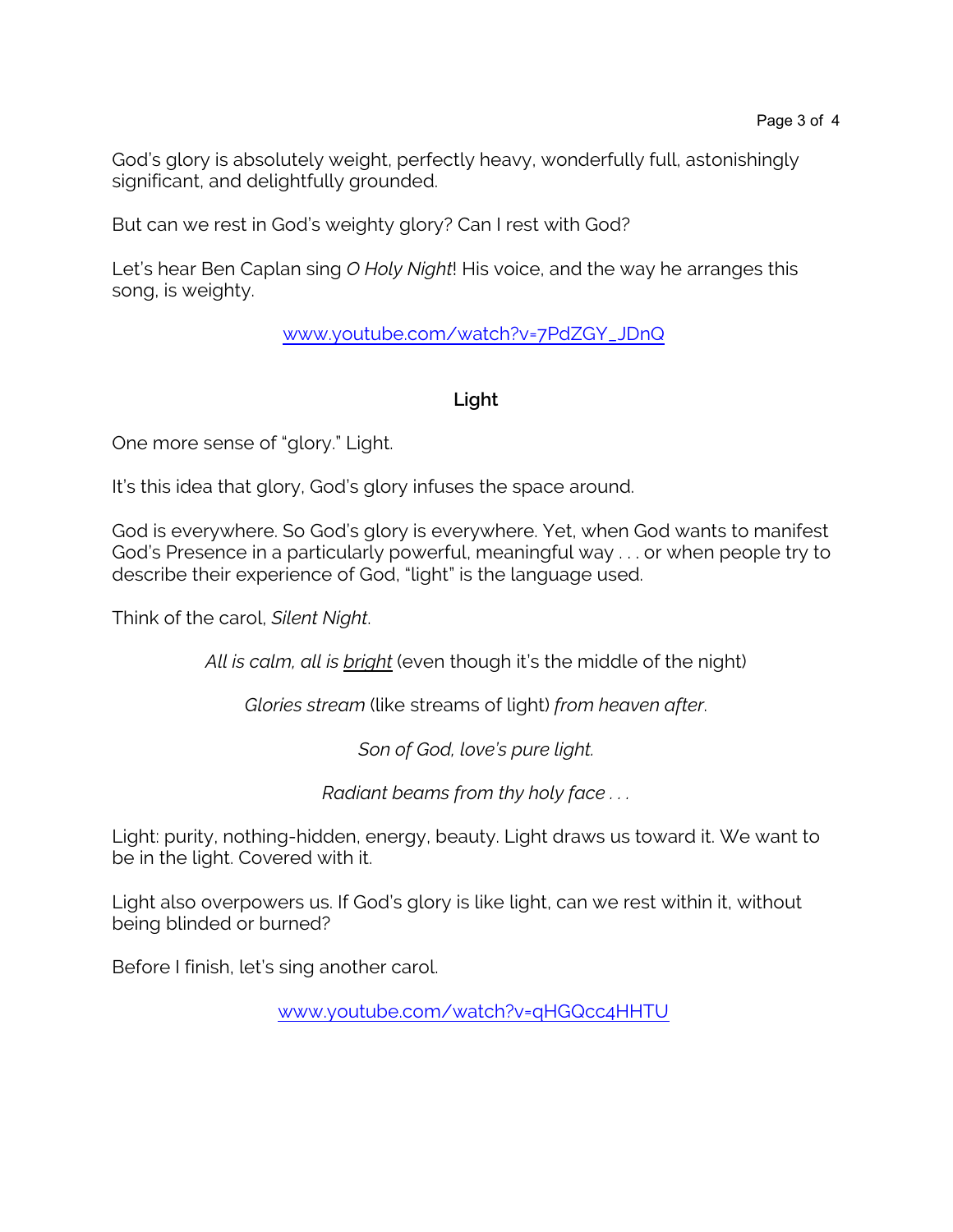God's glory is absolutely weight, perfectly heavy, wonderfully full, astonishingly significant, and delightfully grounded.

But can we rest in God's weighty glory? Can I rest with God?

Let's hear Ben Caplan sing *O Holy Night*! His voice, and the way he arranges this song, is weighty.

www.youtube.com/watch?v=7PdZGY_JDnQ

## Light

One more sense of "glory." Light.

It's this idea that glory, God's glory infuses the space around.

God is everywhere. So God's glory is everywhere. Yet, when God wants to manifest God's Presence in a particularly powerful, meaningful way . . . or when people try to describe their experience of God, "light" is the language used.

Think of the carol, *Silent Night*.

*All is calm, all is <u>bright</u>* (even though it's the middle of the night)

*Glories stream* (like streams of light) *from heaven after*.

*Son of God, love's pure light.*

*Radiant beams from thy holy face . . .*

Light: purity, nothing-hidden, energy, beauty. Light draws us toward it. We want to be in the light. Covered with it.

Light also overpowers us. If God's glory is like light, can we rest within it, without being blinded or burned?

Before I finish, let's sing another carol.

www.youtube.com/watch?v=qHGQcc4HHTU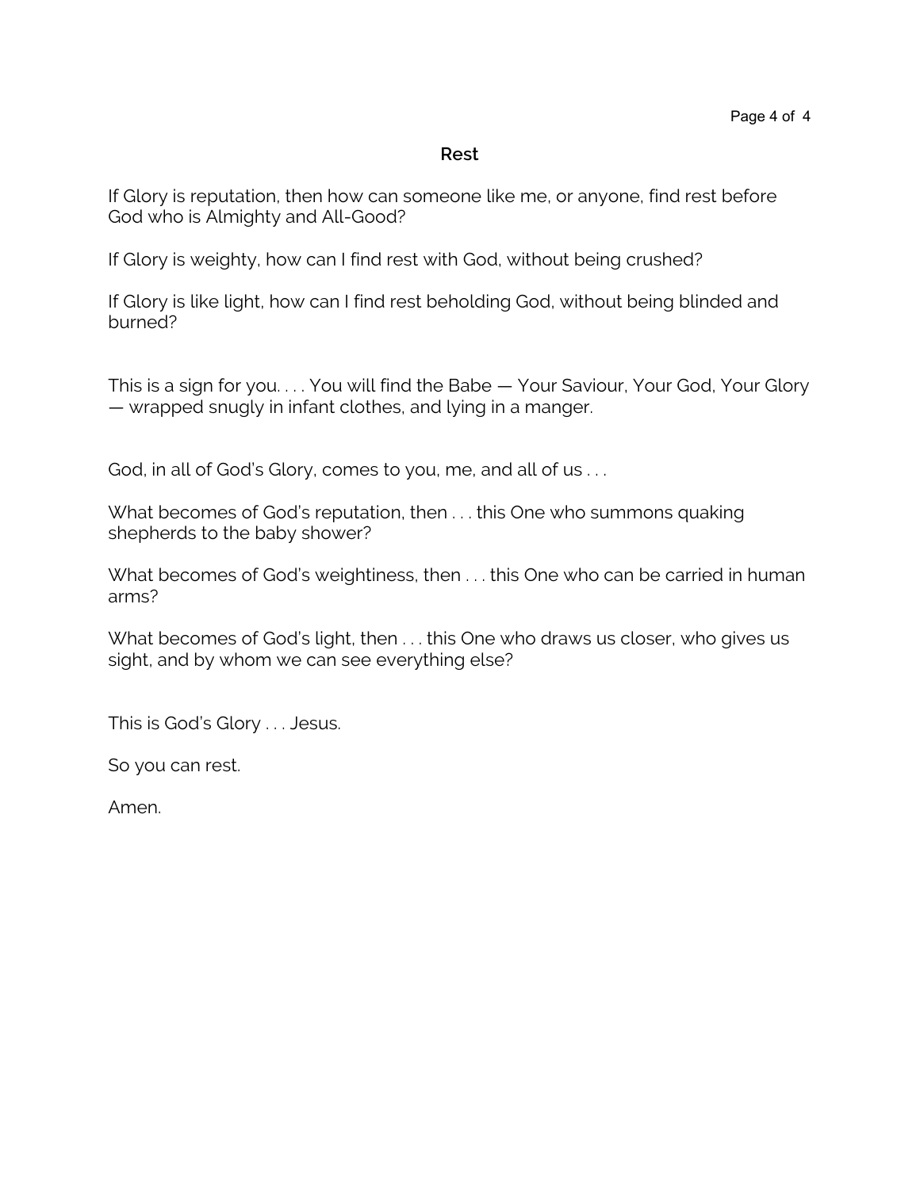## Rest

If Glory is reputation, then how can someone like me, or anyone, find rest before God who is Almighty and All-Good?

If Glory is weighty, how can I find rest with God, without being crushed?

If Glory is like light, how can I find rest beholding God, without being blinded and burned?

This is a sign for you. . . . You will find the Babe — Your Saviour, Your God, Your Glory — wrapped snugly in infant clothes, and lying in a manger.

God, in all of God's Glory, comes to you, me, and all of us . . .

What becomes of God's reputation, then . . . this One who summons quaking shepherds to the baby shower?

What becomes of God's weightiness, then . . . this One who can be carried in human arms?

What becomes of God's light, then . . . this One who draws us closer, who gives us sight, and by whom we can see everything else?

This is God's Glory . . . Jesus.

So you can rest.

Amen.